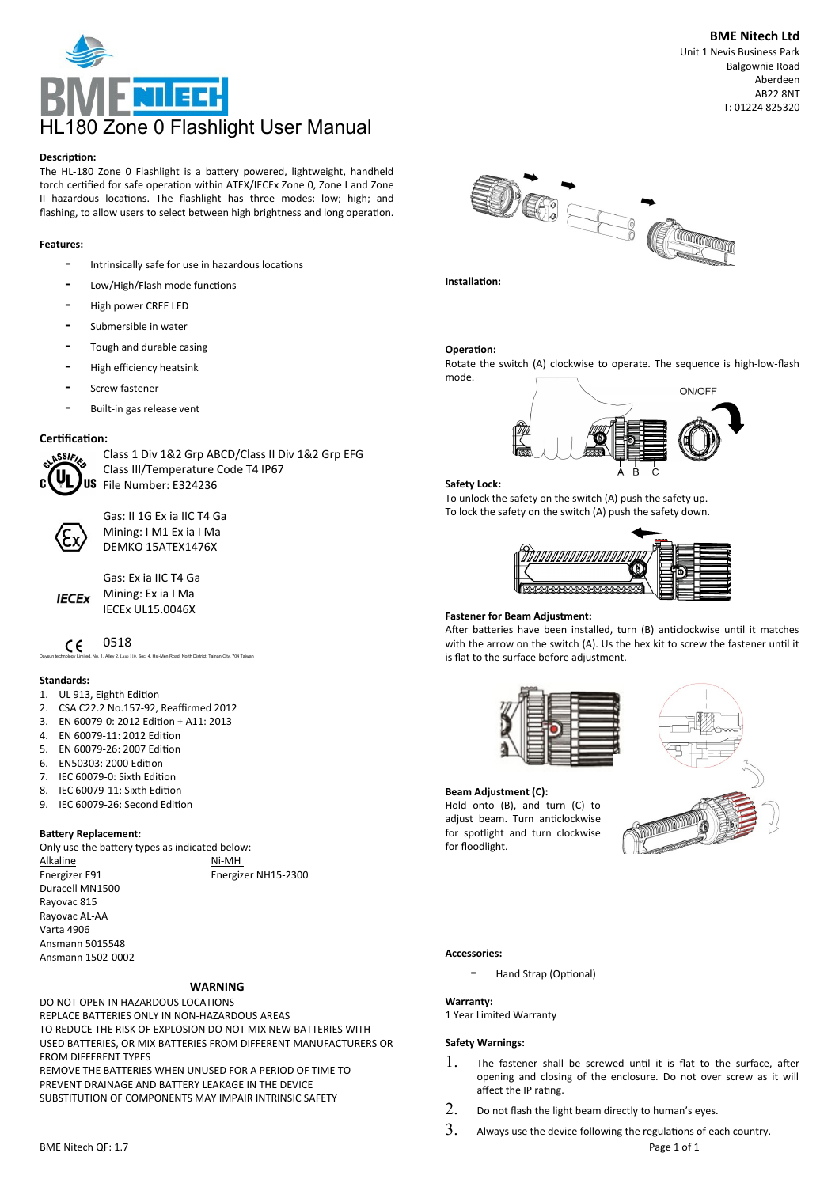**BME Nitech Ltd**
Unit 1 Nevis Business Park
Balgownie Road
Aberdeen
AB22 8NT
T: 01224 825320

# HL180 Zone 0 Flashlight User Manual

**Description:**

The HL-180 Zone 0 Flashlight is a battery powered, lightweight, handheld torch certified for safe operation within ATEX/IECEx Zone 0, Zone I and Zone II hazardous locations. The flashlight has three modes: low; high; and flashing, to allow users to select between high brightness and long operation.

**Features:**

- Intrinsically safe for use in hazardous locations
- Low/High/Flash mode functions
- High power CREE LED
- Submersible in water
- Tough and durable casing
- High efficiency heatsink
- Screw fastener
- Built-in gas release vent

**Certification:**

Class 1 Div 1&2 Grp ABCD/Class II Div 1&2 Grp EFG
Class III/Temperature Code T4 IP67
File Number: E324236

Gas: II 1G Ex ia IIC T4 Ga
Mining: I M1 Ex ia I Ma
DEMKO 15ATEX1476X

Gas: Ex ia IIC T4 Ga
Mining: Ex ia I Ma
IECEx UL15.0046X

0518

Deysun technology Limited, No. 1, Alley 2, Lane 110, Sec. 4, Hsi-Men Road, North District, Tainan City, 704 Taiwan

**Standards:**

1. UL 913, Eighth Edition
2. CSA C22.2 No.157-92, Reaffirmed 2012
3. EN 60079-0: 2012 Edition + A11: 2013
4. EN 60079-11: 2012 Edition
5. EN 60079-26: 2007 Edition
6. EN50303: 2000 Edition
7. IEC 60079-0: Sixth Edition
8. IEC 60079-11: Sixth Edition
9. IEC 60079-26: Second Edition

**Battery Replacement:**

Only use the battery types as indicated below:

| Alkaline | Ni-MH |
|---|---|
| Energizer E91 | Energizer NH15-2300 |
| Duracell MN1500 | |
| Rayovac 815 | |
| Rayovac AL-AA | |
| Varta 4906 | |
| Ansmann 5015548 | |
| Ansmann 1502-0002 | |

**WARNING**

DO NOT OPEN IN HAZARDOUS LOCATIONS
REPLACE BATTERIES ONLY IN NON-HAZARDOUS AREAS
TO REDUCE THE RISK OF EXPLOSION DO NOT MIX NEW BATTERIES WITH USED BATTERIES, OR MIX BATTERIES FROM DIFFERENT MANUFACTURERS OR FROM DIFFERENT TYPES
REMOVE THE BATTERIES WHEN UNUSED FOR A PERIOD OF TIME TO PREVENT DRAINAGE AND BATTERY LEAKAGE IN THE DEVICE
SUBSTITUTION OF COMPONENTS MAY IMPAIR INTRINSIC SAFETY

**Installation:**

**Operation:**

Rotate the switch (A) clockwise to operate. The sequence is high-low-flash mode.

ON/OFF

A B C

**Safety Lock:**

To unlock the safety on the switch (A) push the safety up.
To lock the safety on the switch (A) push the safety down.

**Fastener for Beam Adjustment:**

After batteries have been installed, turn (B) anticlockwise until it matches with the arrow on the switch (A). Us the hex kit to screw the fastener until it is flat to the surface before adjustment.

**Beam Adjustment (C):**

Hold onto (B), and turn (C) to adjust beam. Turn anticlockwise for spotlight and turn clockwise for floodlight.

**Accessories:**

- Hand Strap (Optional)

**Warranty:**

1 Year Limited Warranty

**Safety Warnings:**

1. The fastener shall be screwed until it is flat to the surface, after opening and closing of the enclosure. Do not over screw as it will affect the IP rating.
2. Do not flash the light beam directly to human's eyes.
3. Always use the device following the regulations of each country.

BME Nitech QF: 1.7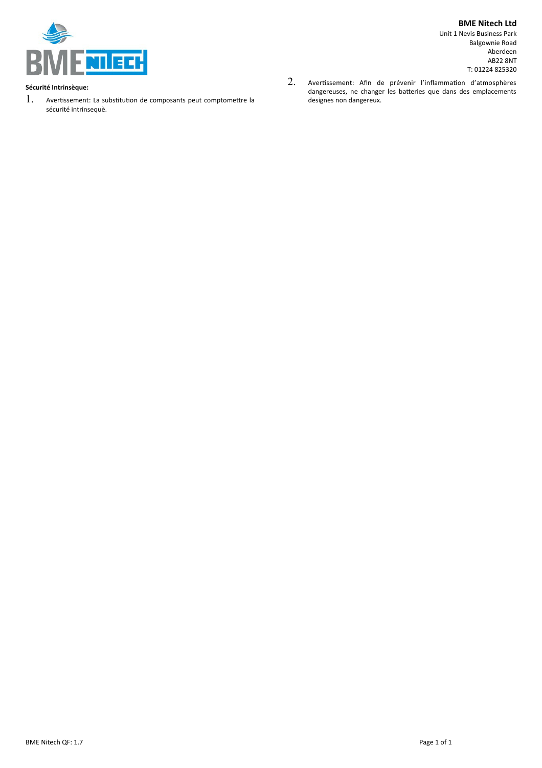BME Nitech Ltd
Unit 1 Nevis Business Park
Balgownie Road
Aberdeen
AB22 8NT
T: 01224 825320

**Sécurité Intrinsèque:**

1. Avertissement: La substitution de composants peut comptomettre la sécurité intrinsequè.

2. Avertissement: Afin de prévenir l'inflammation d'atmosphères dangereuses, ne changer les batteries que dans des emplacements designes non dangereux.